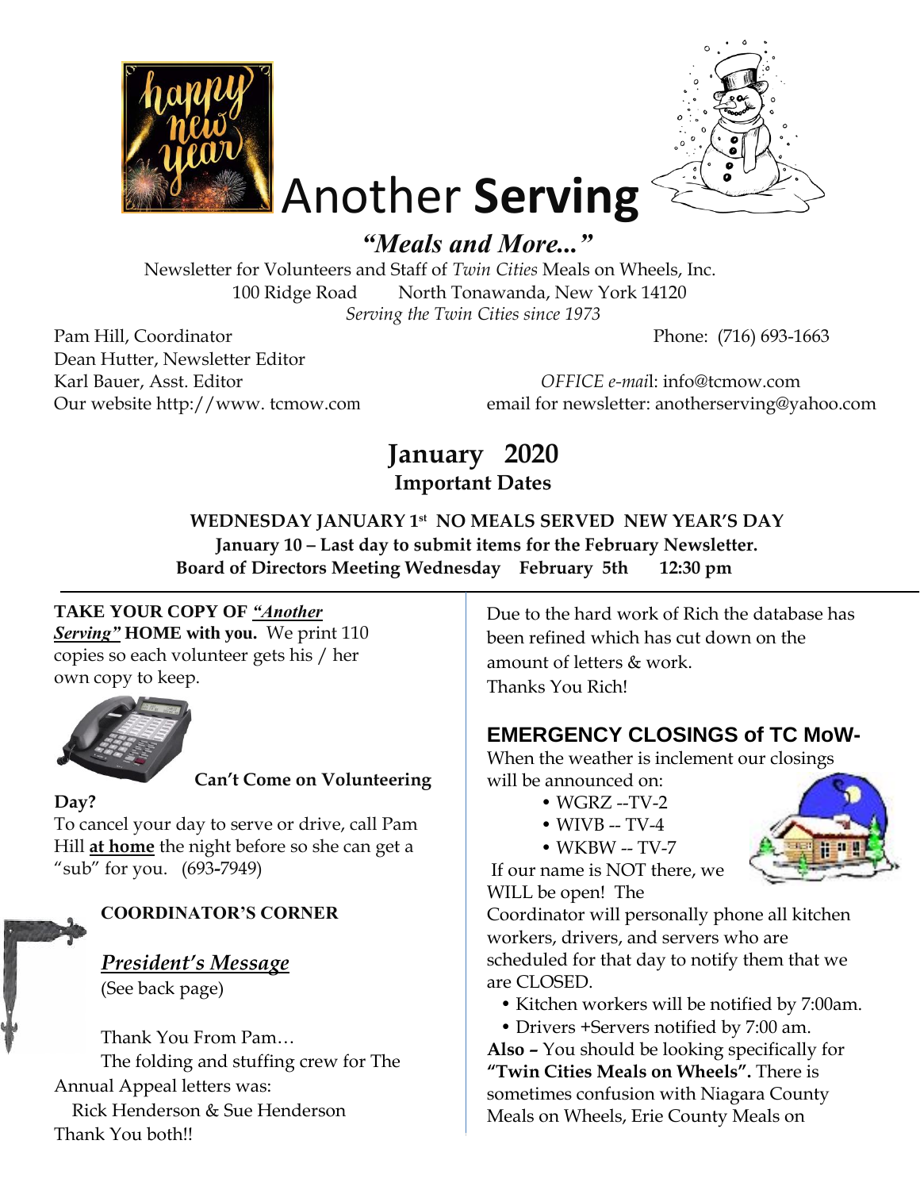# Another **Serving**

## *"Meals and More..."*

Newsletter for Volunteers and Staff of *Twin Cities* Meals on Wheels, Inc.
100 Ridge Road North Tonawanda, New York 14120
*Serving the Twin Cities since 1973*

Pam Hill, Coordinator
Dean Hutter, Newsletter Editor
Karl Bauer, Asst. Editor
Our website http://www. tcmow.com

Phone: (716) 693-1663

*OFFICE e-mai*l: info@tcmow.com
email for newsletter: anotherserving@yahoo.com

## January 2020

### Important Dates

**WEDNESDAY JANUARY 1st NO MEALS SERVED NEW YEAR'S DAY**
**January 10 – Last day to submit items for the February Newsletter.**
**Board of Directors Meeting Wednesday February 5th 12:30 pm**

---

**TAKE YOUR COPY OF *"Another Serving"* HOME with you.** We print 110 copies so each volunteer gets his / her own copy to keep.

**Can't Come on Volunteering Day?**

To cancel your day to serve or drive, call Pam Hill **at home** the night before so she can get a "sub" for you. (693-7949)

**COORDINATOR'S CORNER**

***President's Message***
(See back page)

Thank You From Pam…
The folding and stuffing crew for The Annual Appeal letters was:
Rick Henderson & Sue Henderson
Thank You both!!

Due to the hard work of Rich the database has been refined which has cut down on the amount of letters & work.
Thanks You Rich!

### EMERGENCY CLOSINGS of TC MoW-

When the weather is inclement our closings will be announced on:

- WGRZ --TV-2
- WIVB -- TV-4
- WKBW -- TV-7

If our name is NOT there, we WILL be open! The Coordinator will personally phone all kitchen workers, drivers, and servers who are scheduled for that day to notify them that we are CLOSED.

- Kitchen workers will be notified by 7:00am.
- Drivers +Servers notified by 7:00 am.

**Also –** You should be looking specifically for **"Twin Cities Meals on Wheels".** There is sometimes confusion with Niagara County Meals on Wheels, Erie County Meals on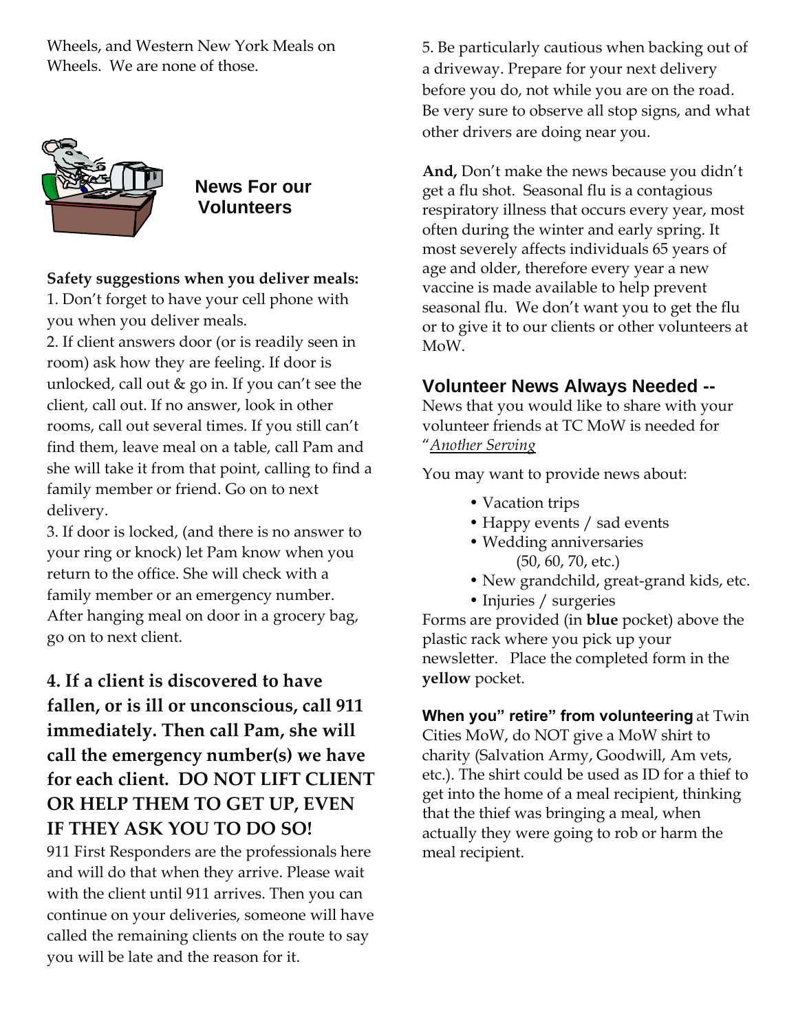Wheels, and Western New York Meals on Wheels. We are none of those.

## News For our Volunteers

**Safety suggestions when you deliver meals:**

1. Don't forget to have your cell phone with you when you deliver meals.
2. If client answers door (or is readily seen in room) ask how they are feeling. If door is unlocked, call out & go in. If you can't see the client, call out. If no answer, look in other rooms, call out several times. If you still can't find them, leave meal on a table, call Pam and she will take it from that point, calling to find a family member or friend. Go on to next delivery.
3. If door is locked, (and there is no answer to your ring or knock) let Pam know when you return to the office. She will check with a family member or an emergency number. After hanging meal on door in a grocery bag, go on to next client.

**4. If a client is discovered to have fallen, or is ill or unconscious, call 911 immediately. Then call Pam, she will call the emergency number(s) we have for each client. DO NOT LIFT CLIENT OR HELP THEM TO GET UP, EVEN IF THEY ASK YOU TO DO SO!**

911 First Responders are the professionals here and will do that when they arrive. Please wait with the client until 911 arrives. Then you can continue on your deliveries, someone will have called the remaining clients on the route to say you will be late and the reason for it.

5. Be particularly cautious when backing out of a driveway. Prepare for your next delivery before you do, not while you are on the road. Be very sure to observe all stop signs, and what other drivers are doing near you.

**And,** Don't make the news because you didn't get a flu shot. Seasonal flu is a contagious respiratory illness that occurs every year, most often during the winter and early spring. It most severely affects individuals 65 years of age and older, therefore every year a new vaccine is made available to help prevent seasonal flu. We don't want you to get the flu or to give it to our clients or other volunteers at MoW.

## Volunteer News Always Needed --

News that you would like to share with your volunteer friends at TC MoW is needed for "*Another Serving*

You may want to provide news about:

- Vacation trips
- Happy events / sad events
- Wedding anniversaries (50, 60, 70, etc.)
- New grandchild, great-grand kids, etc.
- Injuries / surgeries

Forms are provided (in **blue** pocket) above the plastic rack where you pick up your newsletter. Place the completed form in the **yellow** pocket.

**When you" retire" from volunteering** at Twin Cities MoW, do NOT give a MoW shirt to charity (Salvation Army, Goodwill, Am vets, etc.). The shirt could be used as ID for a thief to get into the home of a meal recipient, thinking that the thief was bringing a meal, when actually they were going to rob or harm the meal recipient.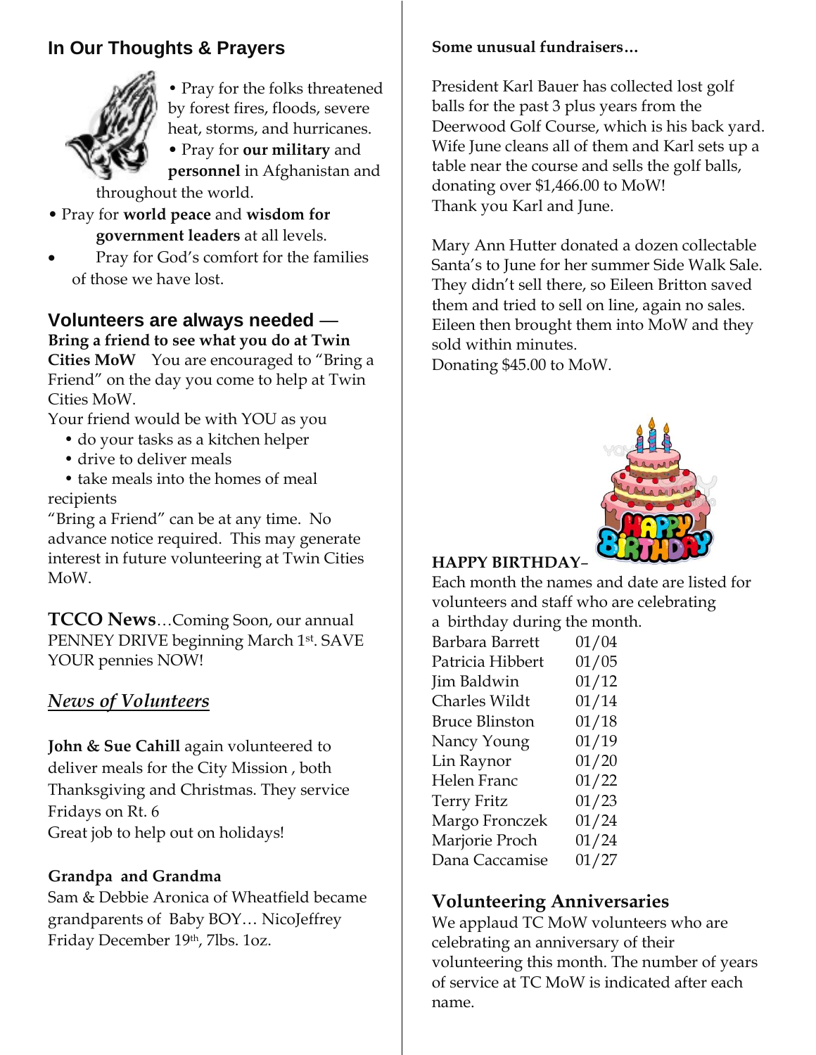## In Our Thoughts & Prayers

- Pray for the folks threatened by forest fires, floods, severe heat, storms, and hurricanes.
- Pray for **our military** and **personnel** in Afghanistan and throughout the world.
- Pray for **world peace** and **wisdom for government leaders** at all levels.
- Pray for God's comfort for the families of those we have lost.

## Volunteers are always needed —

**Bring a friend to see what you do at Twin Cities MoW** You are encouraged to "Bring a Friend" on the day you come to help at Twin Cities MoW.

Your friend would be with YOU as you

- do your tasks as a kitchen helper
- drive to deliver meals
- take meals into the homes of meal recipients

"Bring a Friend" can be at any time. No advance notice required. This may generate interest in future volunteering at Twin Cities MoW.

**TCCO News**…Coming Soon, our annual PENNEY DRIVE beginning March 1st. SAVE YOUR pennies NOW!

## ***News of Volunteers***

**John & Sue Cahill** again volunteered to deliver meals for the City Mission , both Thanksgiving and Christmas. They service Fridays on Rt. 6

Great job to help out on holidays!

**Grandpa and Grandma**

Sam & Debbie Aronica of Wheatfield became grandparents of Baby BOY… NicoJeffrey Friday December 19th, 7lbs. 1oz.

**Some unusual fundraisers…**

President Karl Bauer has collected lost golf balls for the past 3 plus years from the Deerwood Golf Course, which is his back yard. Wife June cleans all of them and Karl sets up a table near the course and sells the golf balls, donating over $1,466.00 to MoW!

Thank you Karl and June.

Mary Ann Hutter donated a dozen collectable Santa's to June for her summer Side Walk Sale. They didn't sell there, so Eileen Britton saved them and tried to sell on line, again no sales. Eileen then brought them into MoW and they sold within minutes.

Donating $45.00 to MoW.

**HAPPY BIRTHDAY–**

Each month the names and date are listed for volunteers and staff who are celebrating a birthday during the month.

| | |
|---|---|
| Barbara Barrett | 01/04 |
| Patricia Hibbert | 01/05 |
| Jim Baldwin | 01/12 |
| Charles Wildt | 01/14 |
| Bruce Blinston | 01/18 |
| Nancy Young | 01/19 |
| Lin Raynor | 01/20 |
| Helen Franc | 01/22 |
| Terry Fritz | 01/23 |
| Margo Fronczek | 01/24 |
| Marjorie Proch | 01/24 |
| Dana Caccamise | 01/27 |

## Volunteering Anniversaries

We applaud TC MoW volunteers who are celebrating an anniversary of their volunteering this month. The number of years of service at TC MoW is indicated after each name.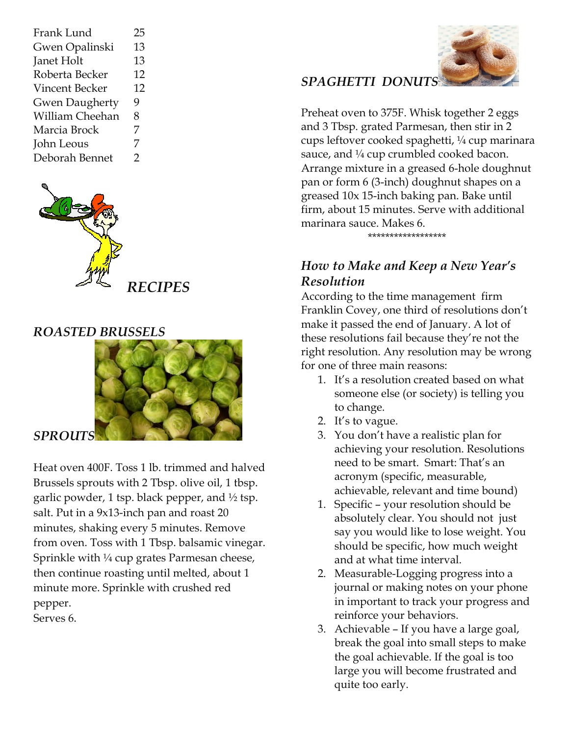| | |
|---|---|
| Frank Lund | 25 |
| Gwen Opalinski | 13 |
| Janet Holt | 13 |
| Roberta Becker | 12 |
| Vincent Becker | 12 |
| Gwen Daugherty | 9 |
| William Cheehan | 8 |
| Marcia Brock | 7 |
| John Leous | 7 |
| Deborah Bennet | 2 |

## *RECIPES*

### *ROASTED BRUSSELS SPROUTS*

Heat oven 400F. Toss 1 lb. trimmed and halved Brussels sprouts with 2 Tbsp. olive oil, 1 tbsp. garlic powder, 1 tsp. black pepper, and ½ tsp. salt. Put in a 9x13-inch pan and roast 20 minutes, shaking every 5 minutes. Remove from oven. Toss with 1 Tbsp. balsamic vinegar. Sprinkle with ¼ cup grates Parmesan cheese, then continue roasting until melted, about 1 minute more. Sprinkle with crushed red pepper.
Serves 6.

### *SPAGHETTI DONUTS*

Preheat oven to 375F. Whisk together 2 eggs and 3 Tbsp. grated Parmesan, then stir in 2 cups leftover cooked spaghetti, ¼ cup marinara sauce, and ¼ cup crumbled cooked bacon. Arrange mixture in a greased 6-hole doughnut pan or form 6 (3-inch) doughnut shapes on a greased 10x 15-inch baking pan. Bake until firm, about 15 minutes. Serve with additional marinara sauce. Makes 6.

******************

### *How to Make and Keep a New Year's Resolution*

According to the time management firm Franklin Covey, one third of resolutions don't make it passed the end of January. A lot of these resolutions fail because they're not the right resolution. Any resolution may be wrong for one of three main reasons:

1. It's a resolution created based on what someone else (or society) is telling you to change.
2. It's to vague.
3. You don't have a realistic plan for achieving your resolution. Resolutions need to be smart. Smart: That's an acronym (specific, measurable, achievable, relevant and time bound)

1. Specific – your resolution should be absolutely clear. You should not just say you would like to lose weight. You should be specific, how much weight and at what time interval.
2. Measurable-Logging progress into a journal or making notes on your phone in important to track your progress and reinforce your behaviors.
3. Achievable – If you have a large goal, break the goal into small steps to make the goal achievable. If the goal is too large you will become frustrated and quite too early.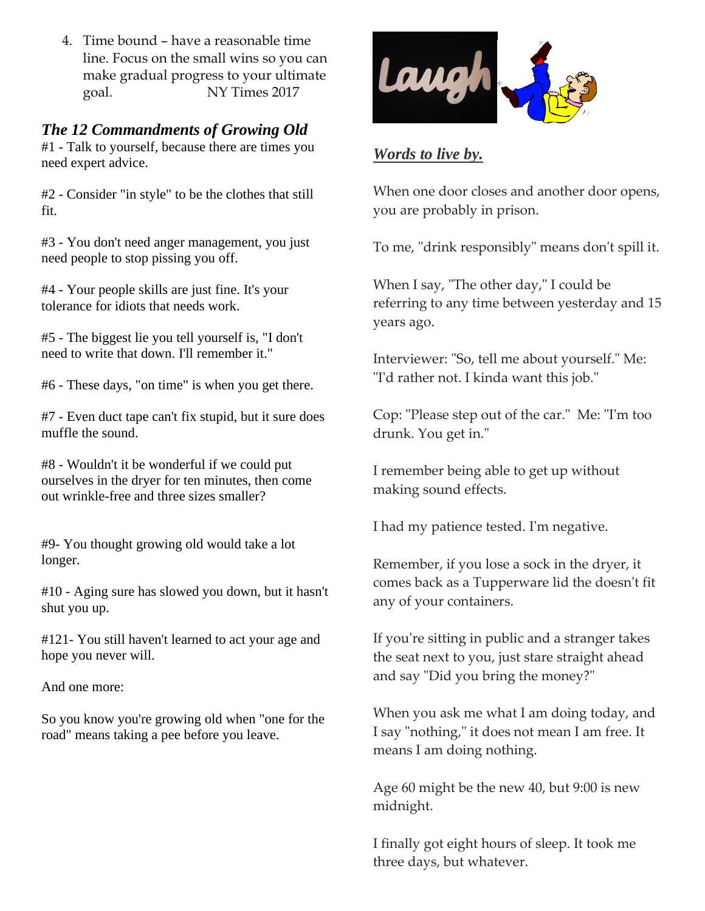4. Time bound – have a reasonable time line. Focus on the small wins so you can make gradual progress to your ultimate goal. NY Times 2017

### *The 12 Commandments of Growing Old*

#1 - Talk to yourself, because there are times you need expert advice.

#2 - Consider "in style" to be the clothes that still fit.

#3 - You don't need anger management, you just need people to stop pissing you off.

#4 - Your people skills are just fine. It's your tolerance for idiots that needs work.

#5 - The biggest lie you tell yourself is, "I don't need to write that down. I'll remember it."

#6 - These days, "on time" is when you get there.

#7 - Even duct tape can't fix stupid, but it sure does muffle the sound.

#8 - Wouldn't it be wonderful if we could put ourselves in the dryer for ten minutes, then come out wrinkle-free and three sizes smaller?

#9- You thought growing old would take a lot longer.

#10 - Aging sure has slowed you down, but it hasn't shut you up.

#121- You still haven't learned to act your age and hope you never will.

And one more:

So you know you're growing old when "one for the road" means taking a pee before you leave.

### ***Words to live by.***

When one door closes and another door opens, you are probably in prison.

To me, "drink responsibly" means don't spill it.

When I say, "The other day," I could be referring to any time between yesterday and 15 years ago.

Interviewer: "So, tell me about yourself." Me: "I'd rather not. I kinda want this job."

Cop: "Please step out of the car." Me: "I'm too drunk. You get in."

I remember being able to get up without making sound effects.

I had my patience tested. I'm negative.

Remember, if you lose a sock in the dryer, it comes back as a Tupperware lid the doesn't fit any of your containers.

If you're sitting in public and a stranger takes the seat next to you, just stare straight ahead and say "Did you bring the money?"

When you ask me what I am doing today, and I say "nothing," it does not mean I am free. It means I am doing nothing.

Age 60 might be the new 40, but 9:00 is new midnight.

I finally got eight hours of sleep. It took me three days, but whatever.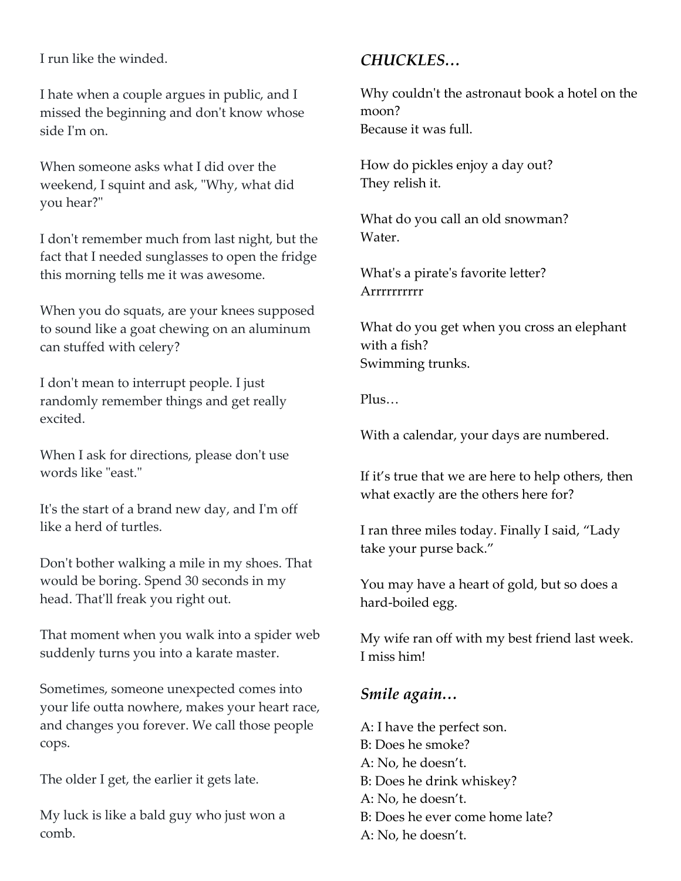I run like the winded.

I hate when a couple argues in public, and I missed the beginning and don't know whose side I'm on.

When someone asks what I did over the weekend, I squint and ask, "Why, what did you hear?"

I don't remember much from last night, but the fact that I needed sunglasses to open the fridge this morning tells me it was awesome.

When you do squats, are your knees supposed to sound like a goat chewing on an aluminum can stuffed with celery?

I don't mean to interrupt people. I just randomly remember things and get really excited.

When I ask for directions, please don't use words like "east."

It's the start of a brand new day, and I'm off like a herd of turtles.

Don't bother walking a mile in my shoes. That would be boring. Spend 30 seconds in my head. That'll freak you right out.

That moment when you walk into a spider web suddenly turns you into a karate master.

Sometimes, someone unexpected comes into your life outta nowhere, makes your heart race, and changes you forever. We call those people cops.

The older I get, the earlier it gets late.

My luck is like a bald guy who just won a comb.

### *CHUCKLES…*

Why couldn't the astronaut book a hotel on the moon?
Because it was full.

How do pickles enjoy a day out?
They relish it.

What do you call an old snowman?
Water.

What's a pirate's favorite letter?
Arrrrrrrrrr

What do you get when you cross an elephant with a fish?
Swimming trunks.

Plus…

With a calendar, your days are numbered.

If it's true that we are here to help others, then what exactly are the others here for?

I ran three miles today. Finally I said, "Lady take your purse back."

You may have a heart of gold, but so does a hard-boiled egg.

My wife ran off with my best friend last week. I miss him!

### *Smile again…*

A: I have the perfect son.
B: Does he smoke?
A: No, he doesn't.
B: Does he drink whiskey?
A: No, he doesn't.
B: Does he ever come home late?
A: No, he doesn't.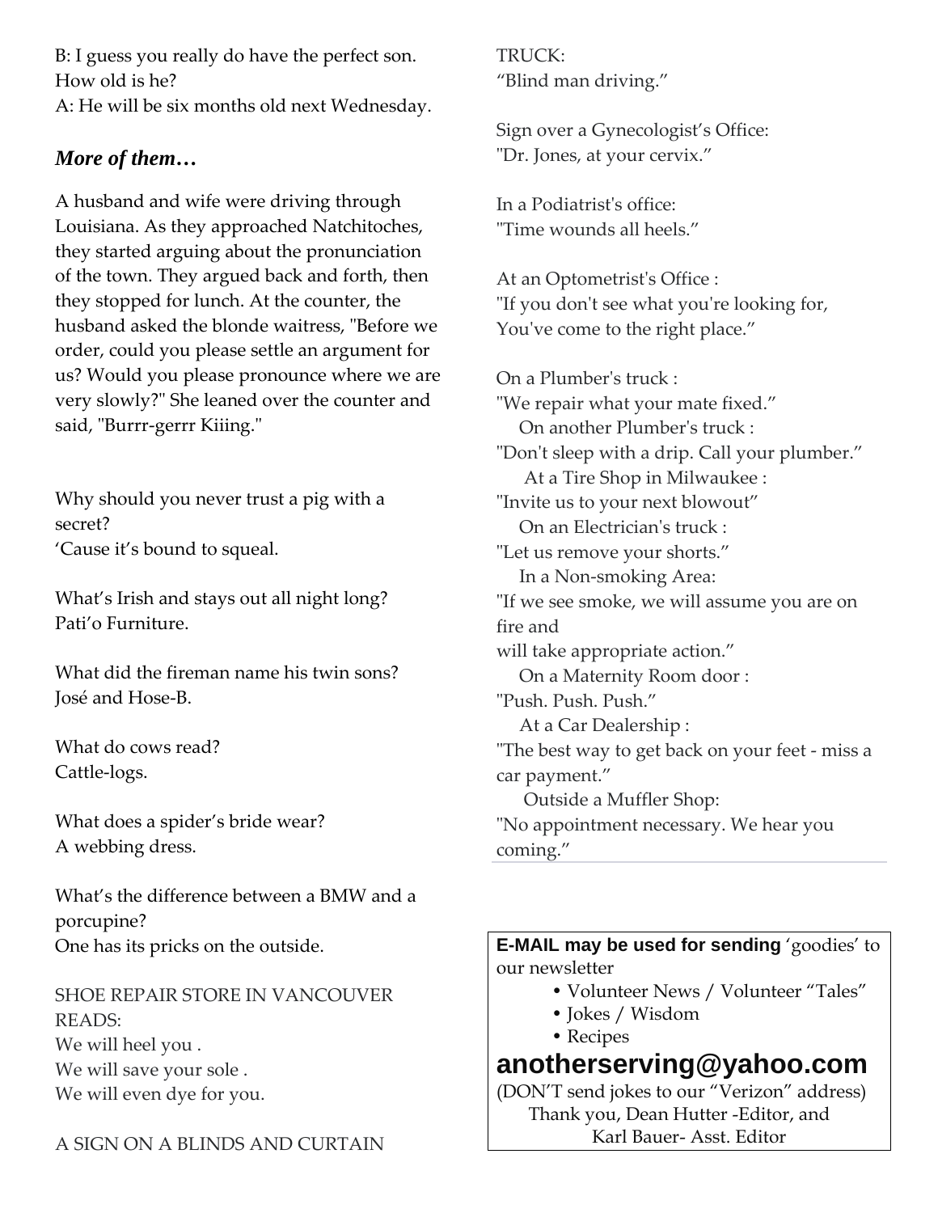B: I guess you really do have the perfect son. How old is he?
A: He will be six months old next Wednesday.

### *More of them…*

A husband and wife were driving through Louisiana. As they approached Natchitoches, they started arguing about the pronunciation of the town. They argued back and forth, then they stopped for lunch. At the counter, the husband asked the blonde waitress, "Before we order, could you please settle an argument for us? Would you please pronounce where we are very slowly?" She leaned over the counter and said, "Burrr-gerrr Kiiing."

Why should you never trust a pig with a secret?
'Cause it's bound to squeal.

What's Irish and stays out all night long?
Pati'o Furniture.

What did the fireman name his twin sons?
José and Hose-B.

What do cows read?
Cattle-logs.

What does a spider's bride wear?
A webbing dress.

What's the difference between a BMW and a porcupine?
One has its pricks on the outside.

SHOE REPAIR STORE IN VANCOUVER READS:
We will heel you .
We will save your sole .
We will even dye for you.

A SIGN ON A BLINDS AND CURTAIN TRUCK:
"Blind man driving."

Sign over a Gynecologist's Office:
"Dr. Jones, at your cervix."

In a Podiatrist's office:
"Time wounds all heels."

At an Optometrist's Office :
"If you don't see what you're looking for,
You've come to the right place."

On a Plumber's truck :
"We repair what your mate fixed."
On another Plumber's truck :
"Don't sleep with a drip. Call your plumber."
At a Tire Shop in Milwaukee :
"Invite us to your next blowout"
On an Electrician's truck :
"Let us remove your shorts."
In a Non-smoking Area:
"If we see smoke, we will assume you are on fire and
will take appropriate action."
On a Maternity Room door :
"Push. Push. Push."
At a Car Dealership :
"The best way to get back on your feet - miss a car payment."
Outside a Muffler Shop:
"No appointment necessary. We hear you coming."

**E-MAIL may be used for sending** 'goodies' to our newsletter
- Volunteer News / Volunteer "Tales"
- Jokes / Wisdom
- Recipes

## anotherserving@yahoo.com

(DON'T send jokes to our "Verizon" address)
Thank you, Dean Hutter -Editor, and
Karl Bauer- Asst. Editor